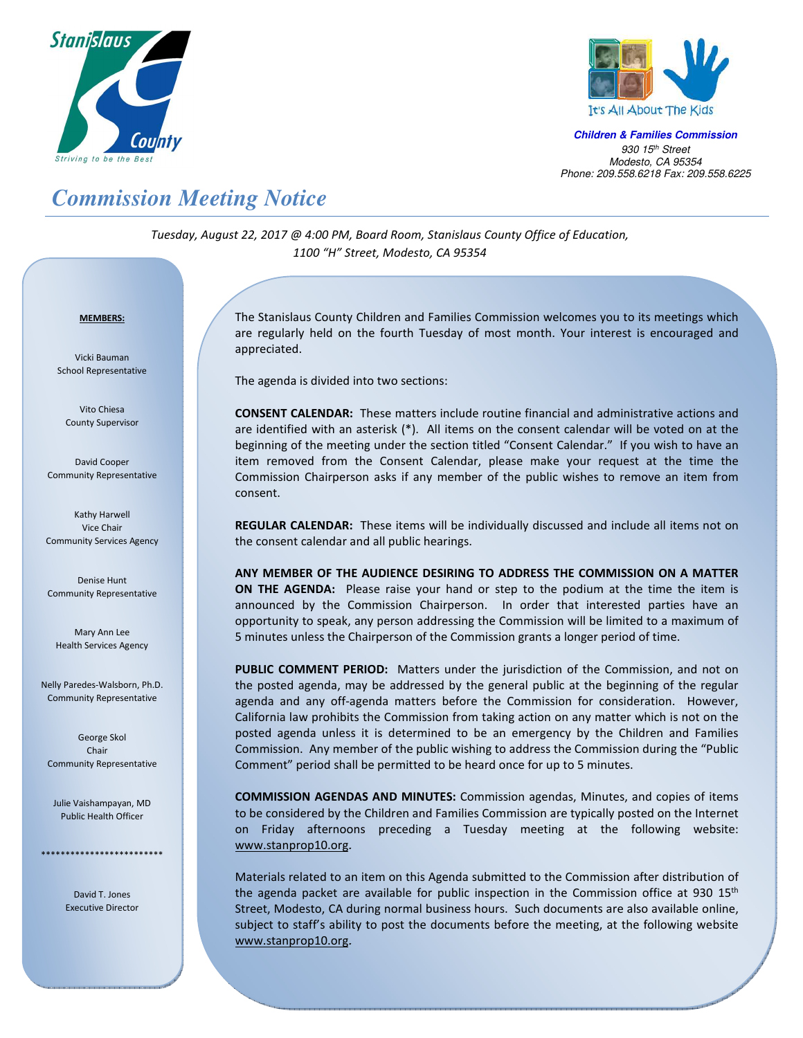Stanislaus County
Striving to be the Best

It's All About The Kids

***Children & Families Commission***
*930 15th Street*
*Modesto, CA 95354*
*Phone: 209.558.6218 Fax: 209.558.6225*

# *Commission Meeting Notice*

*Tuesday, August 22, 2017 @ 4:00 PM, Board Room, Stanislaus County Office of Education, 1100 "H" Street, Modesto, CA 95354*

**MEMBERS:**

Vicki Bauman
School Representative

Vito Chiesa
County Supervisor

David Cooper
Community Representative

Kathy Harwell
Vice Chair
Community Services Agency

Denise Hunt
Community Representative

Mary Ann Lee
Health Services Agency

Nelly Paredes-Walsborn, Ph.D.
Community Representative

George Skol
Chair
Community Representative

Julie Vaishampayan, MD
Public Health Officer

*************************

David T. Jones
Executive Director

The Stanislaus County Children and Families Commission welcomes you to its meetings which are regularly held on the fourth Tuesday of most month. Your interest is encouraged and appreciated.

The agenda is divided into two sections:

**CONSENT CALENDAR:** These matters include routine financial and administrative actions and are identified with an asterisk (*). All items on the consent calendar will be voted on at the beginning of the meeting under the section titled "Consent Calendar." If you wish to have an item removed from the Consent Calendar, please make your request at the time the Commission Chairperson asks if any member of the public wishes to remove an item from consent.

**REGULAR CALENDAR:** These items will be individually discussed and include all items not on the consent calendar and all public hearings.

**ANY MEMBER OF THE AUDIENCE DESIRING TO ADDRESS THE COMMISSION ON A MATTER ON THE AGENDA:** Please raise your hand or step to the podium at the time the item is announced by the Commission Chairperson. In order that interested parties have an opportunity to speak, any person addressing the Commission will be limited to a maximum of 5 minutes unless the Chairperson of the Commission grants a longer period of time.

**PUBLIC COMMENT PERIOD:** Matters under the jurisdiction of the Commission, and not on the posted agenda, may be addressed by the general public at the beginning of the regular agenda and any off-agenda matters before the Commission for consideration. However, California law prohibits the Commission from taking action on any matter which is not on the posted agenda unless it is determined to be an emergency by the Children and Families Commission. Any member of the public wishing to address the Commission during the "Public Comment" period shall be permitted to be heard once for up to 5 minutes.

**COMMISSION AGENDAS AND MINUTES:** Commission agendas, Minutes, and copies of items to be considered by the Children and Families Commission are typically posted on the Internet on Friday afternoons preceding a Tuesday meeting at the following website: www.stanprop10.org.

Materials related to an item on this Agenda submitted to the Commission after distribution of the agenda packet are available for public inspection in the Commission office at 930 15th Street, Modesto, CA during normal business hours. Such documents are also available online, subject to staff's ability to post the documents before the meeting, at the following website www.stanprop10.org.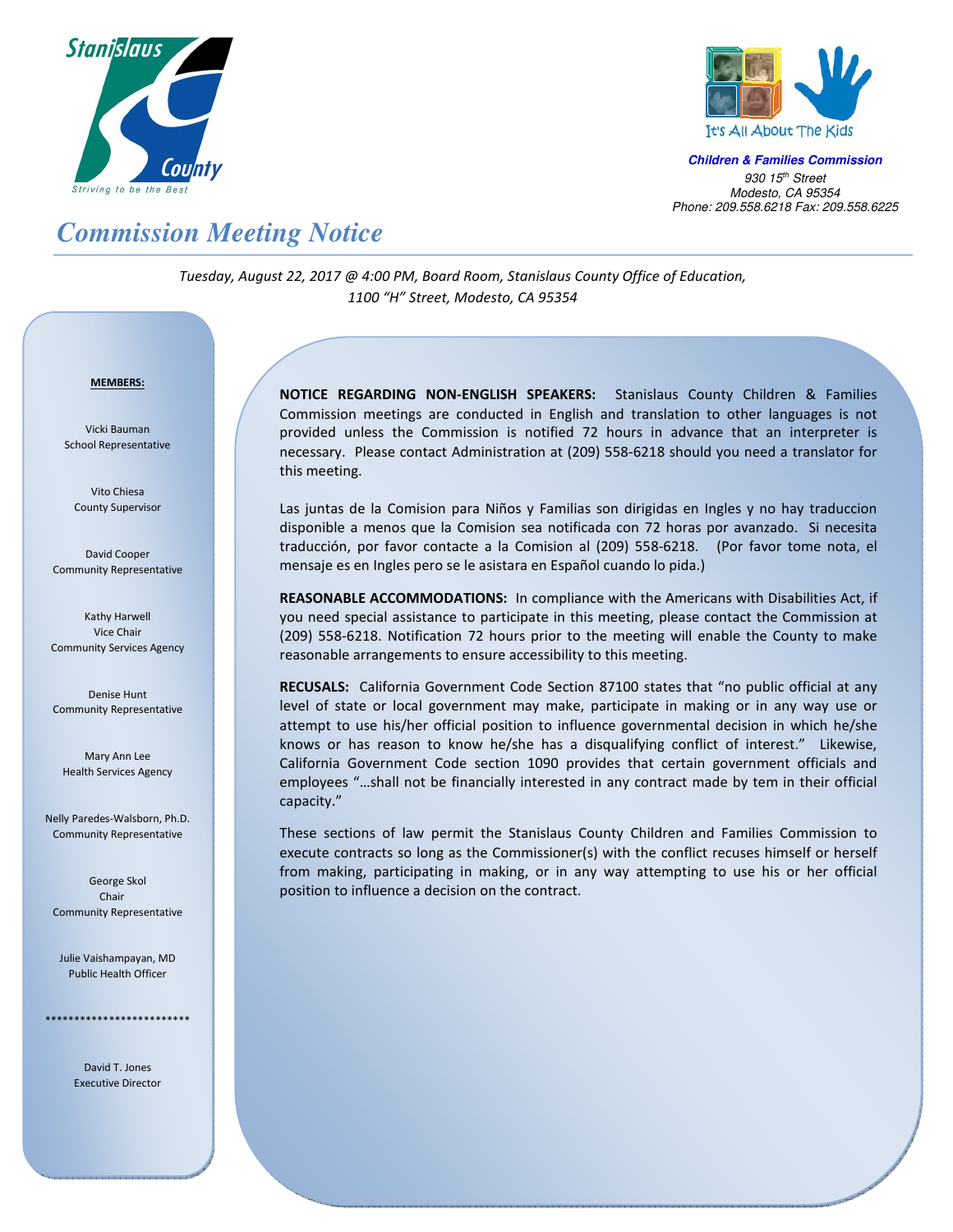Stanislaus County

Striving to be the Best

It's All About The Kids

***Children & Families Commission***

*930 15th Street*
*Modesto, CA 95354*
*Phone: 209.558.6218 Fax: 209.558.6225*

# *Commission Meeting Notice*

*Tuesday, August 22, 2017 @ 4:00 PM, Board Room, Stanislaus County Office of Education, 1100 "H" Street, Modesto, CA 95354*

**MEMBERS:**

Vicki Bauman
School Representative

Vito Chiesa
County Supervisor

David Cooper
Community Representative

Kathy Harwell
Vice Chair
Community Services Agency

Denise Hunt
Community Representative

Mary Ann Lee
Health Services Agency

Nelly Paredes-Walsborn, Ph.D.
Community Representative

George Skol
Chair
Community Representative

Julie Vaishampayan, MD
Public Health Officer

*************************

David T. Jones
Executive Director

**NOTICE REGARDING NON-ENGLISH SPEAKERS:** Stanislaus County Children & Families Commission meetings are conducted in English and translation to other languages is not provided unless the Commission is notified 72 hours in advance that an interpreter is necessary. Please contact Administration at (209) 558-6218 should you need a translator for this meeting.

Las juntas de la Comision para Niños y Familias son dirigidas en Ingles y no hay traduccion disponible a menos que la Comision sea notificada con 72 horas por avanzado. Si necesita traducción, por favor contacte a la Comision al (209) 558-6218. (Por favor tome nota, el mensaje es en Ingles pero se le asistara en Español cuando lo pida.)

**REASONABLE ACCOMMODATIONS:** In compliance with the Americans with Disabilities Act, if you need special assistance to participate in this meeting, please contact the Commission at (209) 558-6218. Notification 72 hours prior to the meeting will enable the County to make reasonable arrangements to ensure accessibility to this meeting.

**RECUSALS:** California Government Code Section 87100 states that "no public official at any level of state or local government may make, participate in making or in any way use or attempt to use his/her official position to influence governmental decision in which he/she knows or has reason to know he/she has a disqualifying conflict of interest." Likewise, California Government Code section 1090 provides that certain government officials and employees "…shall not be financially interested in any contract made by tem in their official capacity."

These sections of law permit the Stanislaus County Children and Families Commission to execute contracts so long as the Commissioner(s) with the conflict recuses himself or herself from making, participating in making, or in any way attempting to use his or her official position to influence a decision on the contract.